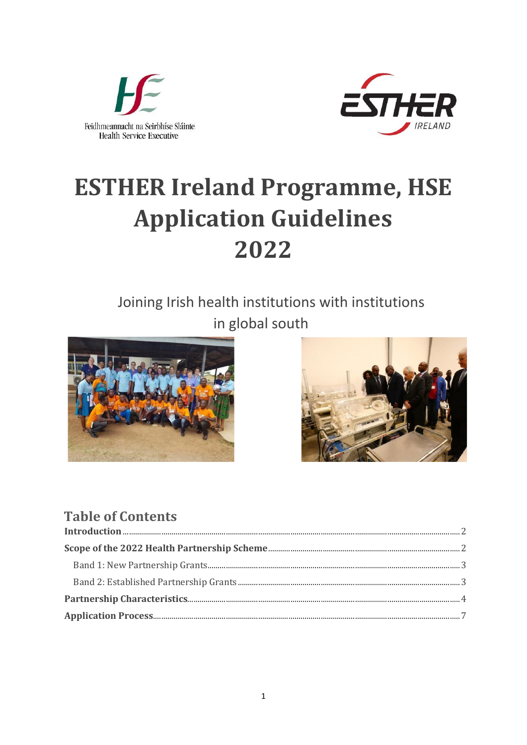Feidhmeannacht na Seirbhíse Sláinte
Health Service Executive

# ESTHER Ireland Programme, HSE Application Guidelines 2022

Joining Irish health institutions with institutions in global south

## Table of Contents

**Introduction** ..... 2

**Scope of the 2022 Health Partnership Scheme** ..... 2

Band 1: New Partnership Grants ..... 3

Band 2: Established Partnership Grants ..... 3

**Partnership Characteristics** ..... 4

**Application Process** ..... 7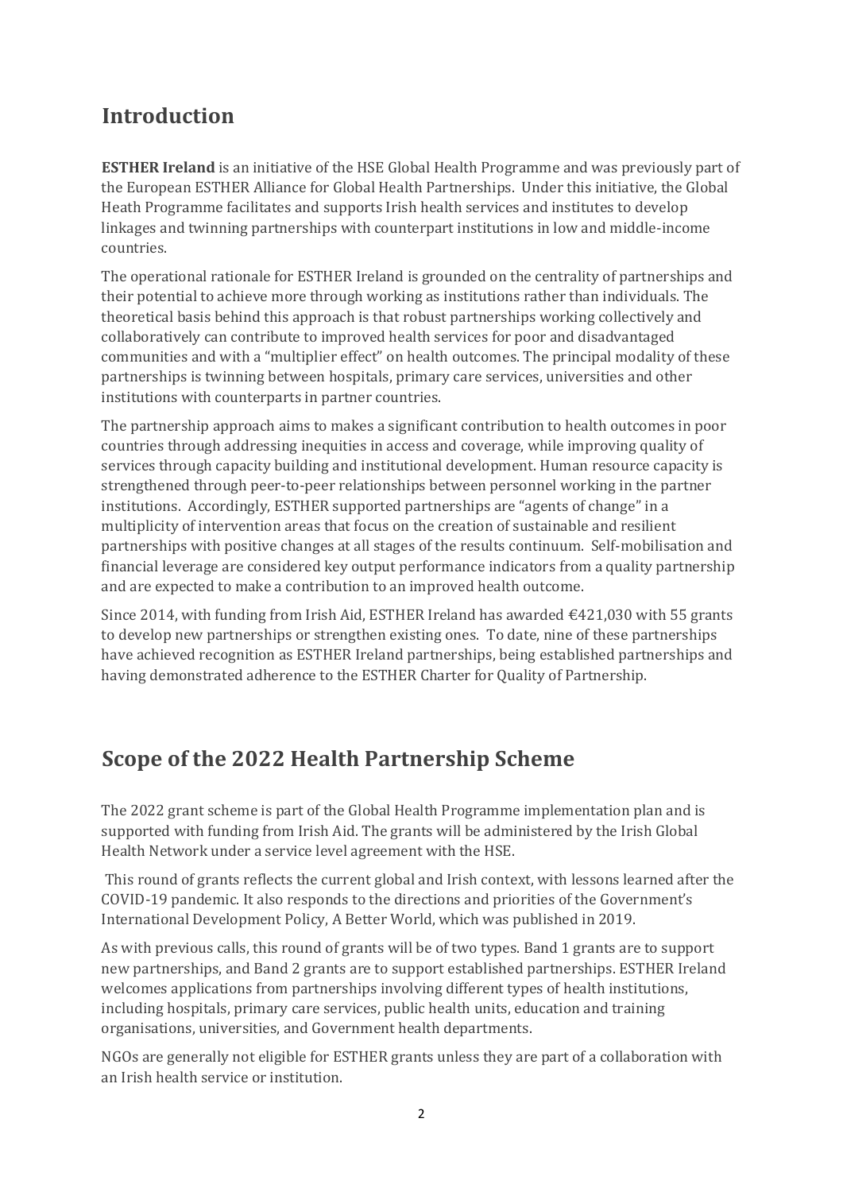## Introduction

**ESTHER Ireland** is an initiative of the HSE Global Health Programme and was previously part of the European ESTHER Alliance for Global Health Partnerships. Under this initiative, the Global Heath Programme facilitates and supports Irish health services and institutes to develop linkages and twinning partnerships with counterpart institutions in low and middle-income countries.

The operational rationale for ESTHER Ireland is grounded on the centrality of partnerships and their potential to achieve more through working as institutions rather than individuals. The theoretical basis behind this approach is that robust partnerships working collectively and collaboratively can contribute to improved health services for poor and disadvantaged communities and with a "multiplier effect" on health outcomes. The principal modality of these partnerships is twinning between hospitals, primary care services, universities and other institutions with counterparts in partner countries.

The partnership approach aims to makes a significant contribution to health outcomes in poor countries through addressing inequities in access and coverage, while improving quality of services through capacity building and institutional development. Human resource capacity is strengthened through peer-to-peer relationships between personnel working in the partner institutions. Accordingly, ESTHER supported partnerships are "agents of change" in a multiplicity of intervention areas that focus on the creation of sustainable and resilient partnerships with positive changes at all stages of the results continuum. Self-mobilisation and financial leverage are considered key output performance indicators from a quality partnership and are expected to make a contribution to an improved health outcome.

Since 2014, with funding from Irish Aid, ESTHER Ireland has awarded €421,030 with 55 grants to develop new partnerships or strengthen existing ones. To date, nine of these partnerships have achieved recognition as ESTHER Ireland partnerships, being established partnerships and having demonstrated adherence to the ESTHER Charter for Quality of Partnership.

## Scope of the 2022 Health Partnership Scheme

The 2022 grant scheme is part of the Global Health Programme implementation plan and is supported with funding from Irish Aid. The grants will be administered by the Irish Global Health Network under a service level agreement with the HSE.

This round of grants reflects the current global and Irish context, with lessons learned after the COVID-19 pandemic. It also responds to the directions and priorities of the Government's International Development Policy, A Better World, which was published in 2019.

As with previous calls, this round of grants will be of two types. Band 1 grants are to support new partnerships, and Band 2 grants are to support established partnerships. ESTHER Ireland welcomes applications from partnerships involving different types of health institutions, including hospitals, primary care services, public health units, education and training organisations, universities, and Government health departments.

NGOs are generally not eligible for ESTHER grants unless they are part of a collaboration with an Irish health service or institution.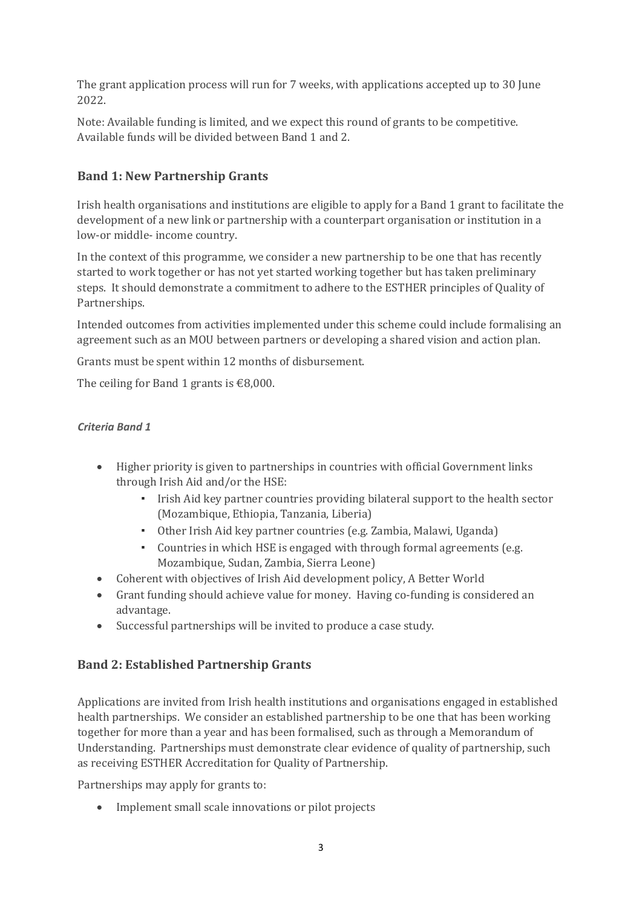The grant application process will run for 7 weeks, with applications accepted up to 30 June 2022.

Note: Available funding is limited, and we expect this round of grants to be competitive. Available funds will be divided between Band 1 and 2.

## Band 1: New Partnership Grants

Irish health organisations and institutions are eligible to apply for a Band 1 grant to facilitate the development of a new link or partnership with a counterpart organisation or institution in a low-or middle- income country.

In the context of this programme, we consider a new partnership to be one that has recently started to work together or has not yet started working together but has taken preliminary steps. It should demonstrate a commitment to adhere to the ESTHER principles of Quality of Partnerships.

Intended outcomes from activities implemented under this scheme could include formalising an agreement such as an MOU between partners or developing a shared vision and action plan.

Grants must be spent within 12 months of disbursement.

The ceiling for Band 1 grants is €8,000.

### *Criteria Band 1*

- Higher priority is given to partnerships in countries with official Government links through Irish Aid and/or the HSE:
  - Irish Aid key partner countries providing bilateral support to the health sector (Mozambique, Ethiopia, Tanzania, Liberia)
  - Other Irish Aid key partner countries (e.g. Zambia, Malawi, Uganda)
  - Countries in which HSE is engaged with through formal agreements (e.g. Mozambique, Sudan, Zambia, Sierra Leone)
- Coherent with objectives of Irish Aid development policy, A Better World
- Grant funding should achieve value for money. Having co-funding is considered an advantage.
- Successful partnerships will be invited to produce a case study.

## Band 2: Established Partnership Grants

Applications are invited from Irish health institutions and organisations engaged in established health partnerships. We consider an established partnership to be one that has been working together for more than a year and has been formalised, such as through a Memorandum of Understanding. Partnerships must demonstrate clear evidence of quality of partnership, such as receiving ESTHER Accreditation for Quality of Partnership.

Partnerships may apply for grants to:

- Implement small scale innovations or pilot projects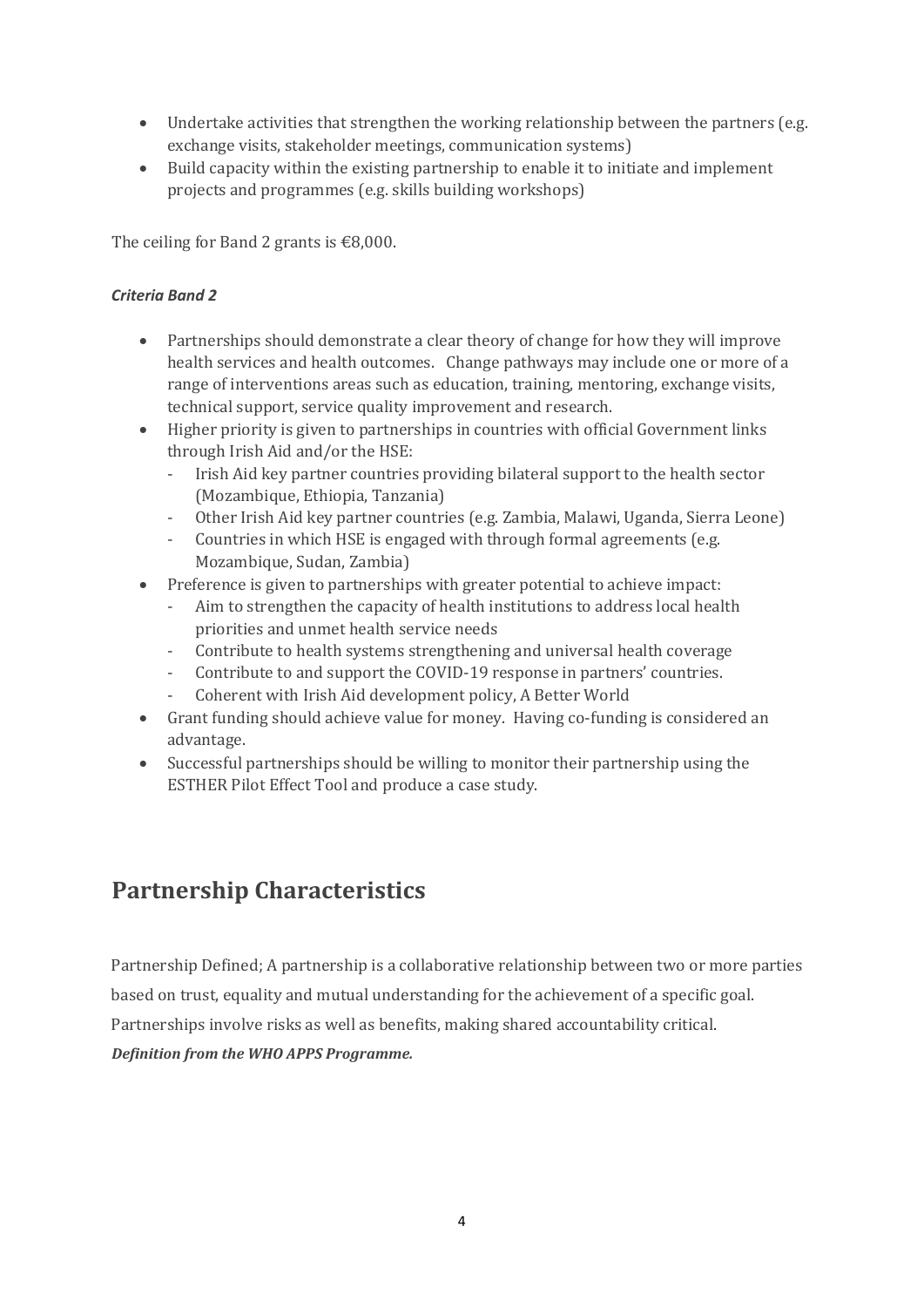- Undertake activities that strengthen the working relationship between the partners (e.g. exchange visits, stakeholder meetings, communication systems)
- Build capacity within the existing partnership to enable it to initiate and implement projects and programmes (e.g. skills building workshops)

The ceiling for Band 2 grants is €8,000.

***Criteria Band 2***

- Partnerships should demonstrate a clear theory of change for how they will improve health services and health outcomes. Change pathways may include one or more of a range of interventions areas such as education, training, mentoring, exchange visits, technical support, service quality improvement and research.
- Higher priority is given to partnerships in countries with official Government links through Irish Aid and/or the HSE:
  - Irish Aid key partner countries providing bilateral support to the health sector (Mozambique, Ethiopia, Tanzania)
  - Other Irish Aid key partner countries (e.g. Zambia, Malawi, Uganda, Sierra Leone)
  - Countries in which HSE is engaged with through formal agreements (e.g. Mozambique, Sudan, Zambia)
- Preference is given to partnerships with greater potential to achieve impact:
  - Aim to strengthen the capacity of health institutions to address local health priorities and unmet health service needs
  - Contribute to health systems strengthening and universal health coverage
  - Contribute to and support the COVID-19 response in partners' countries.
  - Coherent with Irish Aid development policy, A Better World
- Grant funding should achieve value for money. Having co-funding is considered an advantage.
- Successful partnerships should be willing to monitor their partnership using the ESTHER Pilot Effect Tool and produce a case study.

## Partnership Characteristics

Partnership Defined; A partnership is a collaborative relationship between two or more parties based on trust, equality and mutual understanding for the achievement of a specific goal. Partnerships involve risks as well as benefits, making shared accountability critical.
***Definition from the WHO APPS Programme.***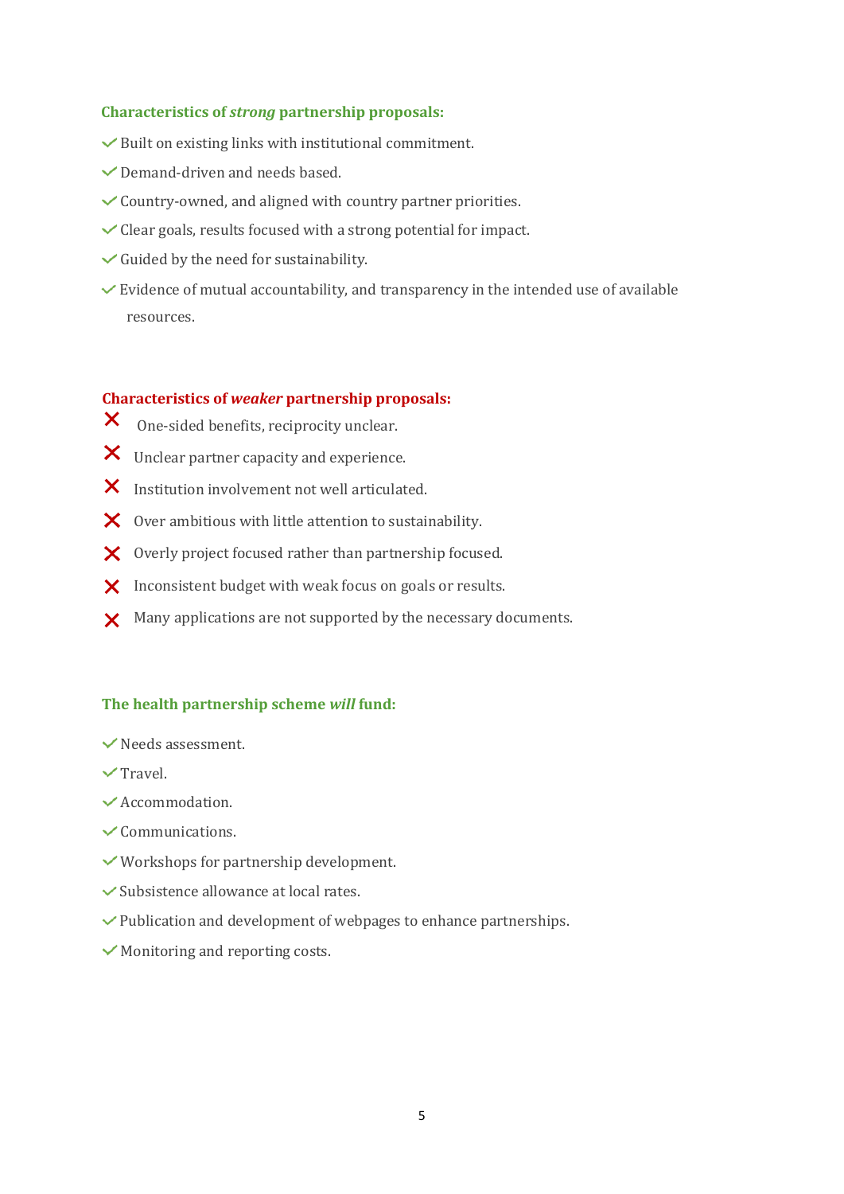**Characteristics of *strong* partnership proposals:**

- ✓ Built on existing links with institutional commitment.
- ✓ Demand-driven and needs based.
- ✓ Country-owned, and aligned with country partner priorities.
- ✓ Clear goals, results focused with a strong potential for impact.
- ✓ Guided by the need for sustainability.
- ✓ Evidence of mutual accountability, and transparency in the intended use of available resources.

**Characteristics of *weaker* partnership proposals:**

- ✗ One-sided benefits, reciprocity unclear.
- ✗ Unclear partner capacity and experience.
- ✗ Institution involvement not well articulated.
- ✗ Over ambitious with little attention to sustainability.
- ✗ Overly project focused rather than partnership focused.
- ✗ Inconsistent budget with weak focus on goals or results.
- ✗ Many applications are not supported by the necessary documents.

**The health partnership scheme *will* fund:**

- ✓ Needs assessment.
- ✓ Travel.
- ✓ Accommodation.
- ✓ Communications.
- ✓ Workshops for partnership development.
- ✓ Subsistence allowance at local rates.
- ✓ Publication and development of webpages to enhance partnerships.
- ✓ Monitoring and reporting costs.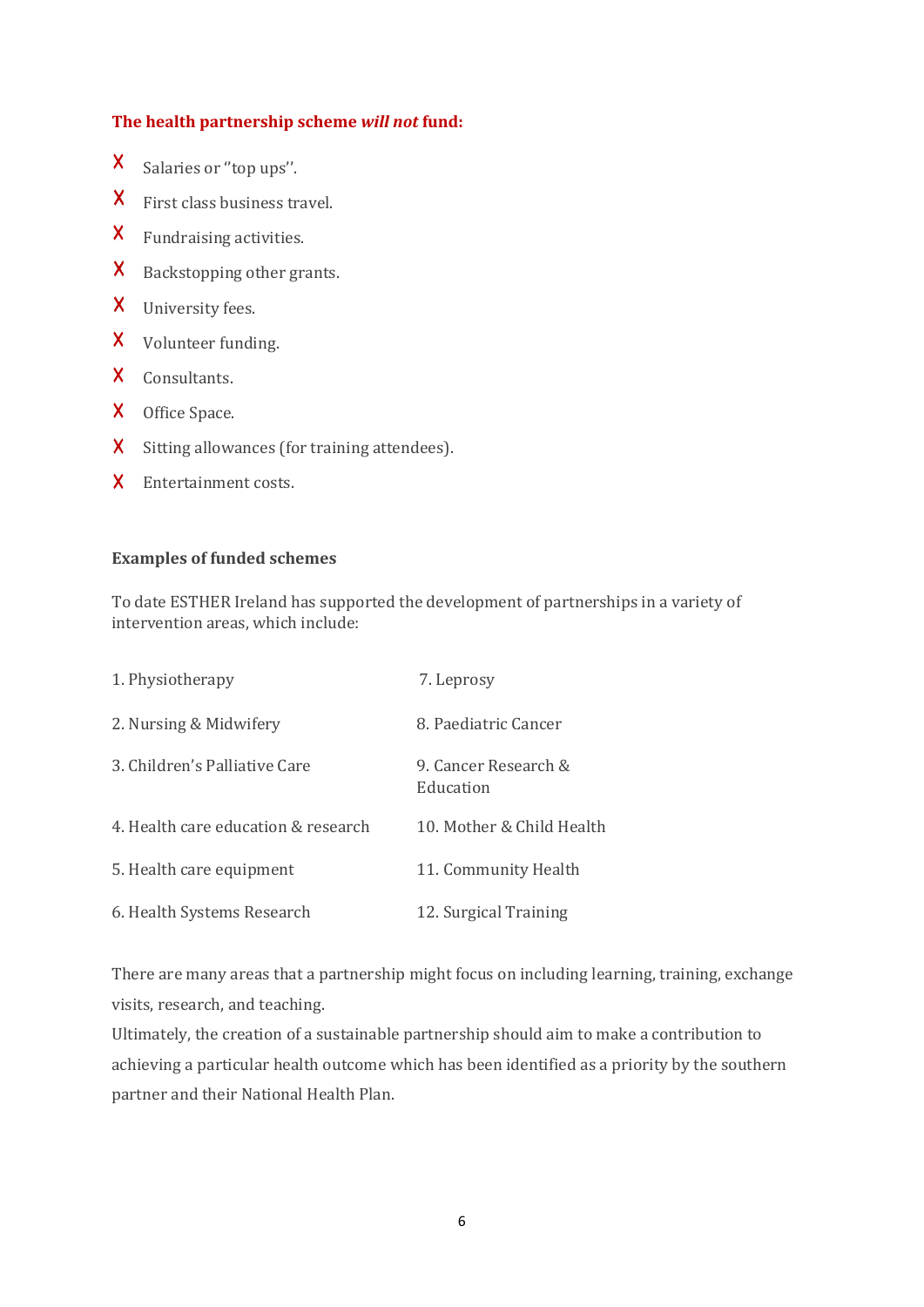**The health partnership scheme *will not* fund:**

- ✗ Salaries or ''top ups''.
- ✗ First class business travel.
- ✗ Fundraising activities.
- ✗ Backstopping other grants.
- ✗ University fees.
- ✗ Volunteer funding.
- ✗ Consultants.
- ✗ Office Space.
- ✗ Sitting allowances (for training attendees).
- ✗ Entertainment costs.

**Examples of funded schemes**

To date ESTHER Ireland has supported the development of partnerships in a variety of intervention areas, which include:

1. Physiotherapy
2. Nursing & Midwifery
3. Children's Palliative Care
4. Health care education & research
5. Health care equipment
6. Health Systems Research
7. Leprosy
8. Paediatric Cancer
9. Cancer Research & Education
10. Mother & Child Health
11. Community Health
12. Surgical Training

There are many areas that a partnership might focus on including learning, training, exchange visits, research, and teaching.

Ultimately, the creation of a sustainable partnership should aim to make a contribution to achieving a particular health outcome which has been identified as a priority by the southern partner and their National Health Plan.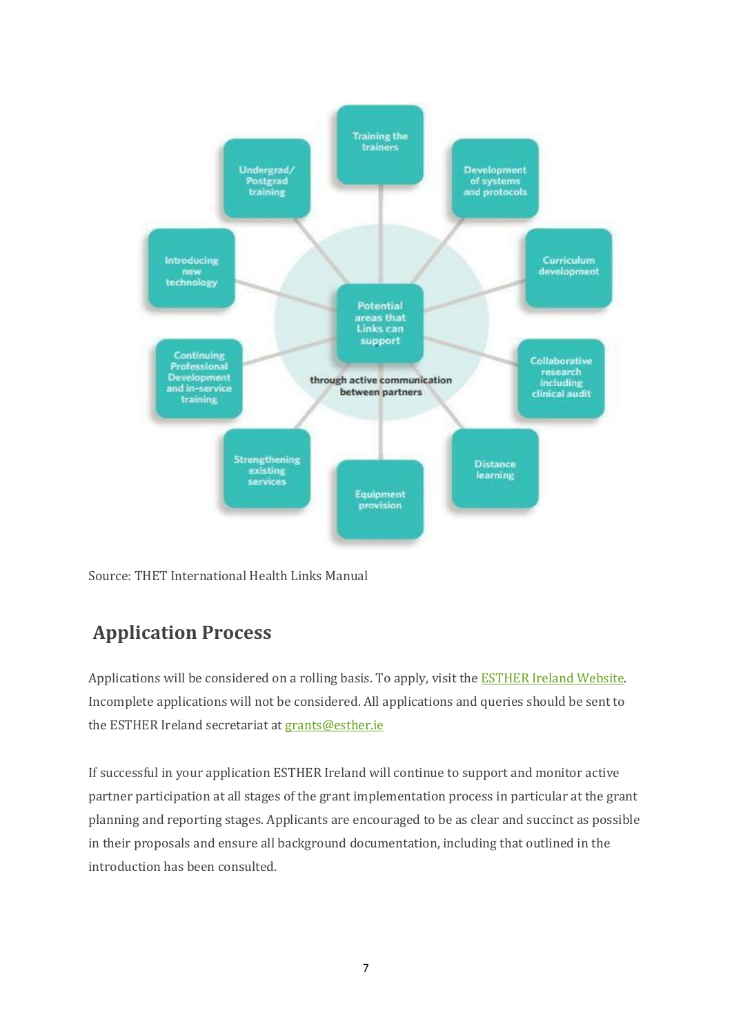Potential areas that Links can support

through active communication between partners

Training the trainers

Development of systems and protocols

Curriculum development

Collaborative research including clinical audit

Distance learning

Equipment provision

Strengthening existing services

Continuing Professional Development and in-service training

Introducing new technology

Undergrad/ Postgrad training

Source: THET International Health Links Manual

## Application Process

Applications will be considered on a rolling basis. To apply, visit the [ESTHER Ireland Website](). Incomplete applications will not be considered. All applications and queries should be sent to the ESTHER Ireland secretariat at [grants@esther.ie](mailto:grants@esther.ie)

If successful in your application ESTHER Ireland will continue to support and monitor active partner participation at all stages of the grant implementation process in particular at the grant planning and reporting stages. Applicants are encouraged to be as clear and succinct as possible in their proposals and ensure all background documentation, including that outlined in the introduction has been consulted.